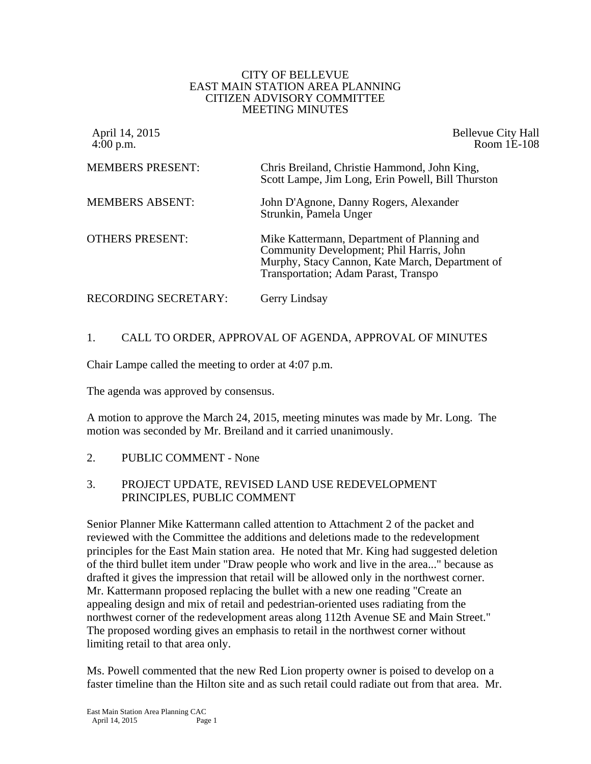CITY OF BELLEVUE
EAST MAIN STATION AREA PLANNING
CITIZEN ADVISORY COMMITTEE
MEETING MINUTES

April 14, 2015
4:00 p.m.

Bellevue City Hall
Room 1E-108

| | |
|---|---|
| MEMBERS PRESENT: | Chris Breiland, Christie Hammond, John King, Scott Lampe, Jim Long, Erin Powell, Bill Thurston |
| MEMBERS ABSENT: | John D'Agnone, Danny Rogers, Alexander Strunkin, Pamela Unger |
| OTHERS PRESENT: | Mike Kattermann, Department of Planning and Community Development; Phil Harris, John Murphy, Stacy Cannon, Kate March, Department of Transportation; Adam Parast, Transpo |
| RECORDING SECRETARY: | Gerry Lindsay |

1. CALL TO ORDER, APPROVAL OF AGENDA, APPROVAL OF MINUTES

Chair Lampe called the meeting to order at 4:07 p.m.

The agenda was approved by consensus.

A motion to approve the March 24, 2015, meeting minutes was made by Mr. Long. The motion was seconded by Mr. Breiland and it carried unanimously.

2. PUBLIC COMMENT - None

3. PROJECT UPDATE, REVISED LAND USE REDEVELOPMENT PRINCIPLES, PUBLIC COMMENT

Senior Planner Mike Kattermann called attention to Attachment 2 of the packet and reviewed with the Committee the additions and deletions made to the redevelopment principles for the East Main station area. He noted that Mr. King had suggested deletion of the third bullet item under "Draw people who work and live in the area..." because as drafted it gives the impression that retail will be allowed only in the northwest corner. Mr. Kattermann proposed replacing the bullet with a new one reading "Create an appealing design and mix of retail and pedestrian-oriented uses radiating from the northwest corner of the redevelopment areas along 112th Avenue SE and Main Street." The proposed wording gives an emphasis to retail in the northwest corner without limiting retail to that area only.

Ms. Powell commented that the new Red Lion property owner is poised to develop on a faster timeline than the Hilton site and as such retail could radiate out from that area. Mr.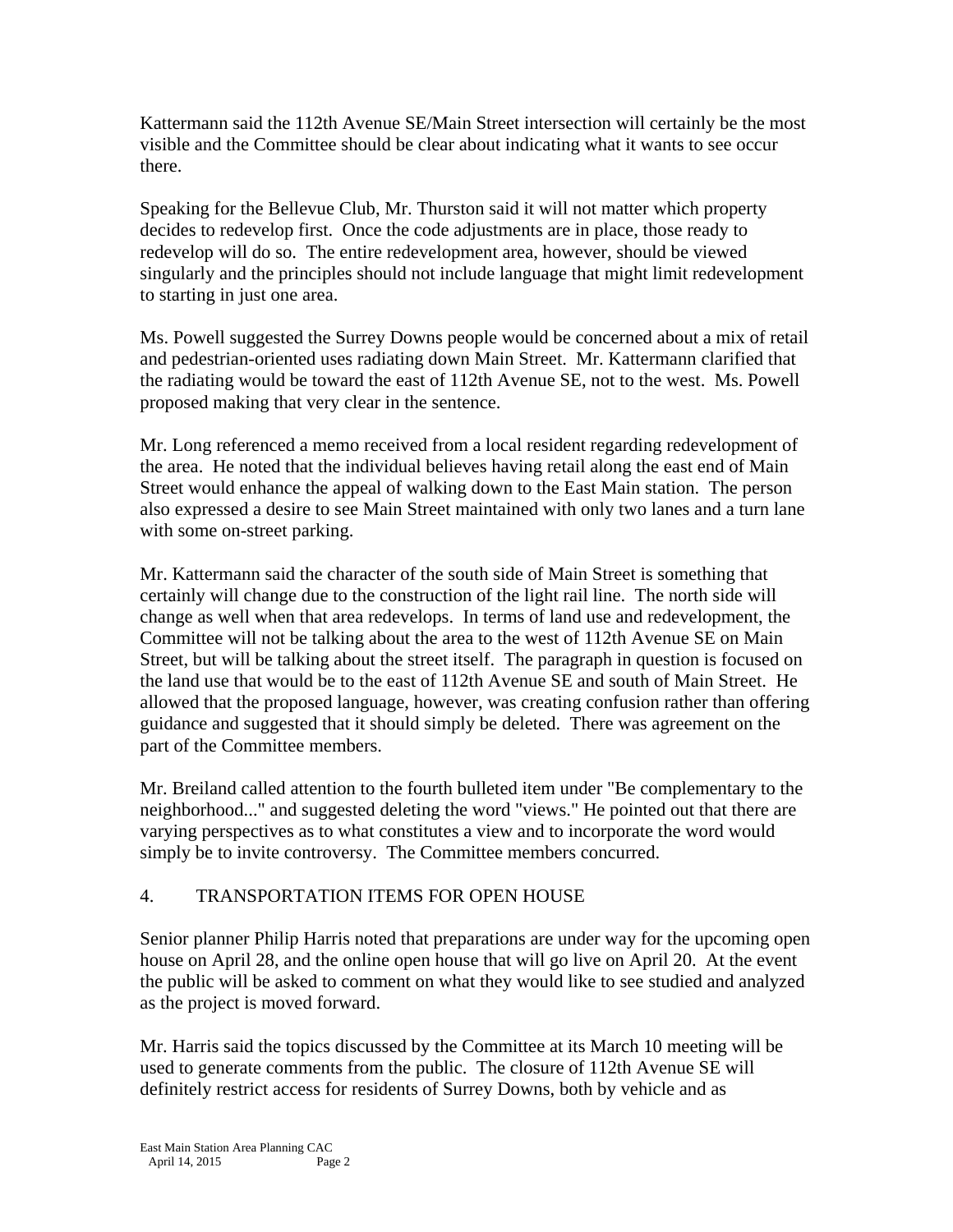Kattermann said the 112th Avenue SE/Main Street intersection will certainly be the most visible and the Committee should be clear about indicating what it wants to see occur there.

Speaking for the Bellevue Club, Mr. Thurston said it will not matter which property decides to redevelop first. Once the code adjustments are in place, those ready to redevelop will do so. The entire redevelopment area, however, should be viewed singularly and the principles should not include language that might limit redevelopment to starting in just one area.

Ms. Powell suggested the Surrey Downs people would be concerned about a mix of retail and pedestrian-oriented uses radiating down Main Street. Mr. Kattermann clarified that the radiating would be toward the east of 112th Avenue SE, not to the west. Ms. Powell proposed making that very clear in the sentence.

Mr. Long referenced a memo received from a local resident regarding redevelopment of the area. He noted that the individual believes having retail along the east end of Main Street would enhance the appeal of walking down to the East Main station. The person also expressed a desire to see Main Street maintained with only two lanes and a turn lane with some on-street parking.

Mr. Kattermann said the character of the south side of Main Street is something that certainly will change due to the construction of the light rail line. The north side will change as well when that area redevelops. In terms of land use and redevelopment, the Committee will not be talking about the area to the west of 112th Avenue SE on Main Street, but will be talking about the street itself. The paragraph in question is focused on the land use that would be to the east of 112th Avenue SE and south of Main Street. He allowed that the proposed language, however, was creating confusion rather than offering guidance and suggested that it should simply be deleted. There was agreement on the part of the Committee members.

Mr. Breiland called attention to the fourth bulleted item under "Be complementary to the neighborhood..." and suggested deleting the word "views." He pointed out that there are varying perspectives as to what constitutes a view and to incorporate the word would simply be to invite controversy. The Committee members concurred.

4. TRANSPORTATION ITEMS FOR OPEN HOUSE

Senior planner Philip Harris noted that preparations are under way for the upcoming open house on April 28, and the online open house that will go live on April 20. At the event the public will be asked to comment on what they would like to see studied and analyzed as the project is moved forward.

Mr. Harris said the topics discussed by the Committee at its March 10 meeting will be used to generate comments from the public. The closure of 112th Avenue SE will definitely restrict access for residents of Surrey Downs, both by vehicle and as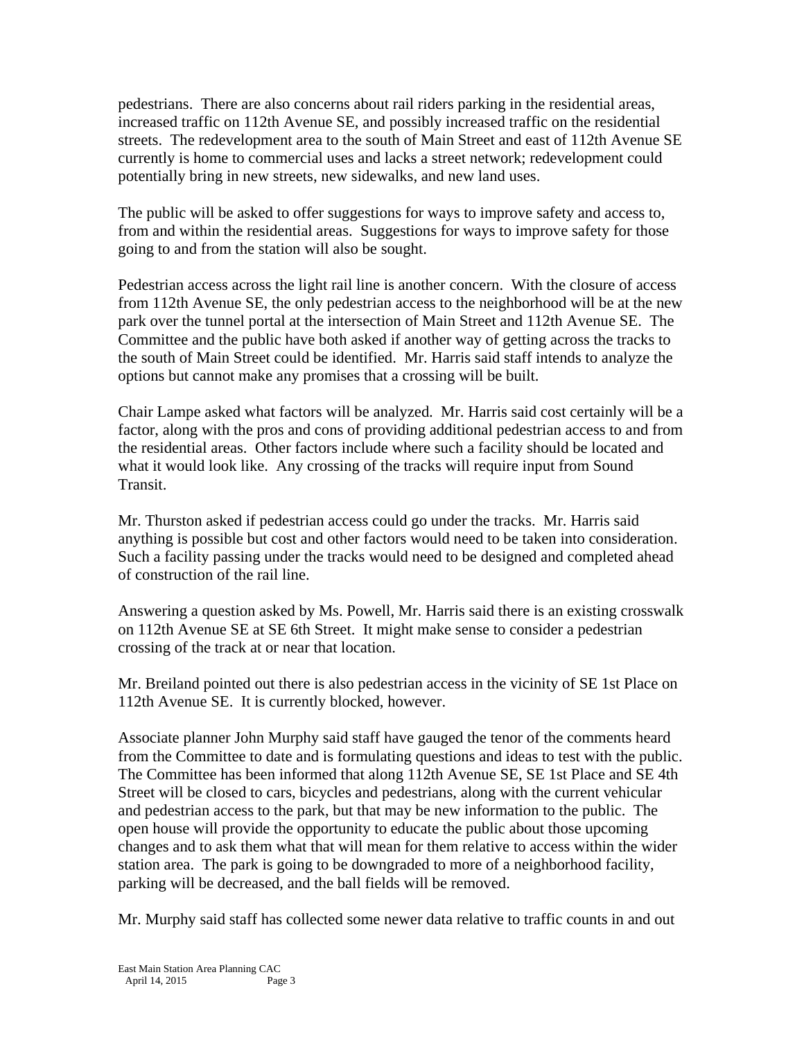pedestrians. There are also concerns about rail riders parking in the residential areas, increased traffic on 112th Avenue SE, and possibly increased traffic on the residential streets. The redevelopment area to the south of Main Street and east of 112th Avenue SE currently is home to commercial uses and lacks a street network; redevelopment could potentially bring in new streets, new sidewalks, and new land uses.

The public will be asked to offer suggestions for ways to improve safety and access to, from and within the residential areas. Suggestions for ways to improve safety for those going to and from the station will also be sought.

Pedestrian access across the light rail line is another concern. With the closure of access from 112th Avenue SE, the only pedestrian access to the neighborhood will be at the new park over the tunnel portal at the intersection of Main Street and 112th Avenue SE. The Committee and the public have both asked if another way of getting across the tracks to the south of Main Street could be identified. Mr. Harris said staff intends to analyze the options but cannot make any promises that a crossing will be built.

Chair Lampe asked what factors will be analyzed. Mr. Harris said cost certainly will be a factor, along with the pros and cons of providing additional pedestrian access to and from the residential areas. Other factors include where such a facility should be located and what it would look like. Any crossing of the tracks will require input from Sound Transit.

Mr. Thurston asked if pedestrian access could go under the tracks. Mr. Harris said anything is possible but cost and other factors would need to be taken into consideration. Such a facility passing under the tracks would need to be designed and completed ahead of construction of the rail line.

Answering a question asked by Ms. Powell, Mr. Harris said there is an existing crosswalk on 112th Avenue SE at SE 6th Street. It might make sense to consider a pedestrian crossing of the track at or near that location.

Mr. Breiland pointed out there is also pedestrian access in the vicinity of SE 1st Place on 112th Avenue SE. It is currently blocked, however.

Associate planner John Murphy said staff have gauged the tenor of the comments heard from the Committee to date and is formulating questions and ideas to test with the public. The Committee has been informed that along 112th Avenue SE, SE 1st Place and SE 4th Street will be closed to cars, bicycles and pedestrians, along with the current vehicular and pedestrian access to the park, but that may be new information to the public. The open house will provide the opportunity to educate the public about those upcoming changes and to ask them what that will mean for them relative to access within the wider station area. The park is going to be downgraded to more of a neighborhood facility, parking will be decreased, and the ball fields will be removed.

Mr. Murphy said staff has collected some newer data relative to traffic counts in and out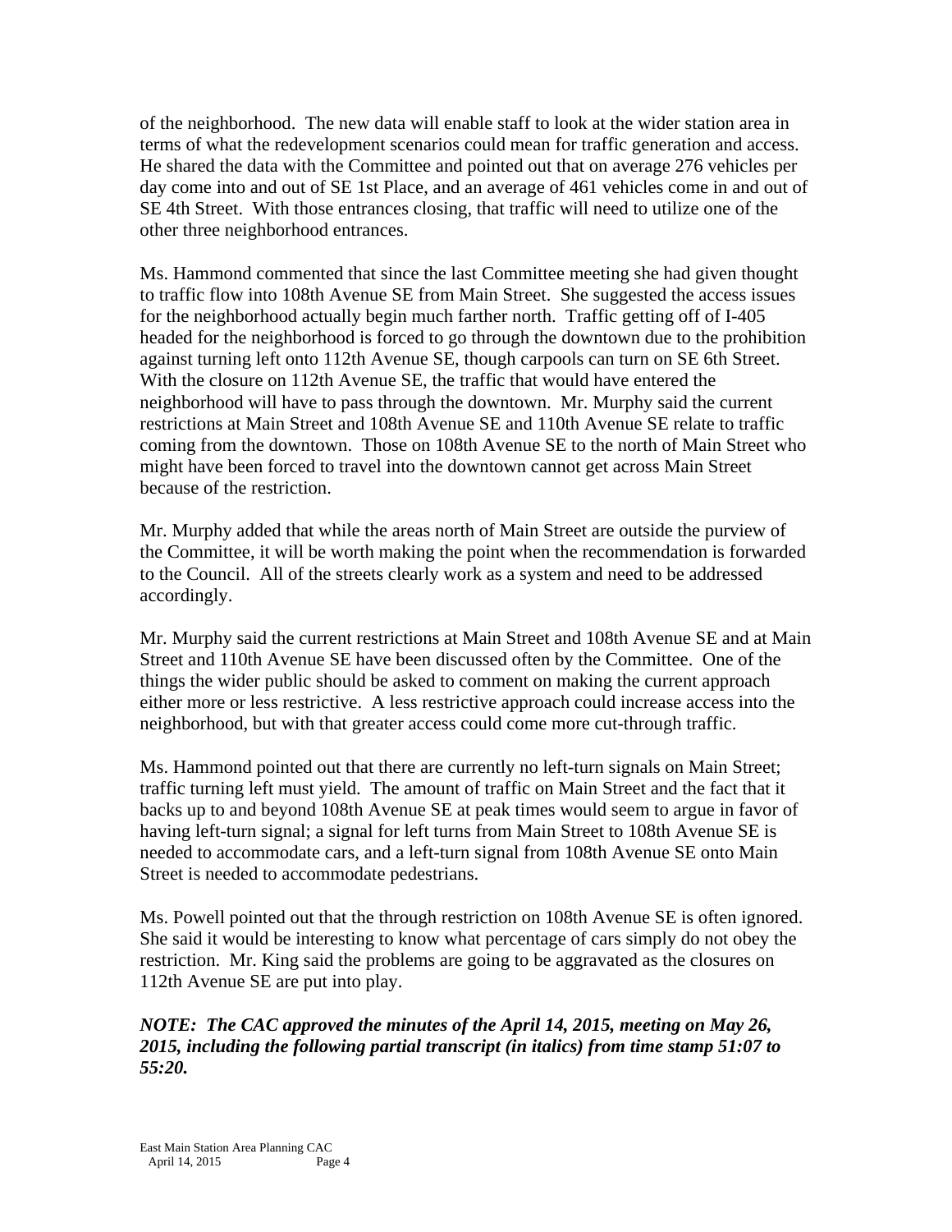of the neighborhood. The new data will enable staff to look at the wider station area in terms of what the redevelopment scenarios could mean for traffic generation and access. He shared the data with the Committee and pointed out that on average 276 vehicles per day come into and out of SE 1st Place, and an average of 461 vehicles come in and out of SE 4th Street. With those entrances closing, that traffic will need to utilize one of the other three neighborhood entrances.

Ms. Hammond commented that since the last Committee meeting she had given thought to traffic flow into 108th Avenue SE from Main Street. She suggested the access issues for the neighborhood actually begin much farther north. Traffic getting off of I-405 headed for the neighborhood is forced to go through the downtown due to the prohibition against turning left onto 112th Avenue SE, though carpools can turn on SE 6th Street. With the closure on 112th Avenue SE, the traffic that would have entered the neighborhood will have to pass through the downtown. Mr. Murphy said the current restrictions at Main Street and 108th Avenue SE and 110th Avenue SE relate to traffic coming from the downtown. Those on 108th Avenue SE to the north of Main Street who might have been forced to travel into the downtown cannot get across Main Street because of the restriction.

Mr. Murphy added that while the areas north of Main Street are outside the purview of the Committee, it will be worth making the point when the recommendation is forwarded to the Council. All of the streets clearly work as a system and need to be addressed accordingly.

Mr. Murphy said the current restrictions at Main Street and 108th Avenue SE and at Main Street and 110th Avenue SE have been discussed often by the Committee. One of the things the wider public should be asked to comment on making the current approach either more or less restrictive. A less restrictive approach could increase access into the neighborhood, but with that greater access could come more cut-through traffic.

Ms. Hammond pointed out that there are currently no left-turn signals on Main Street; traffic turning left must yield. The amount of traffic on Main Street and the fact that it backs up to and beyond 108th Avenue SE at peak times would seem to argue in favor of having left-turn signal; a signal for left turns from Main Street to 108th Avenue SE is needed to accommodate cars, and a left-turn signal from 108th Avenue SE onto Main Street is needed to accommodate pedestrians.

Ms. Powell pointed out that the through restriction on 108th Avenue SE is often ignored. She said it would be interesting to know what percentage of cars simply do not obey the restriction. Mr. King said the problems are going to be aggravated as the closures on 112th Avenue SE are put into play.

***NOTE: The CAC approved the minutes of the April 14, 2015, meeting on May 26, 2015, including the following partial transcript (in italics) from time stamp 51:07 to 55:20.***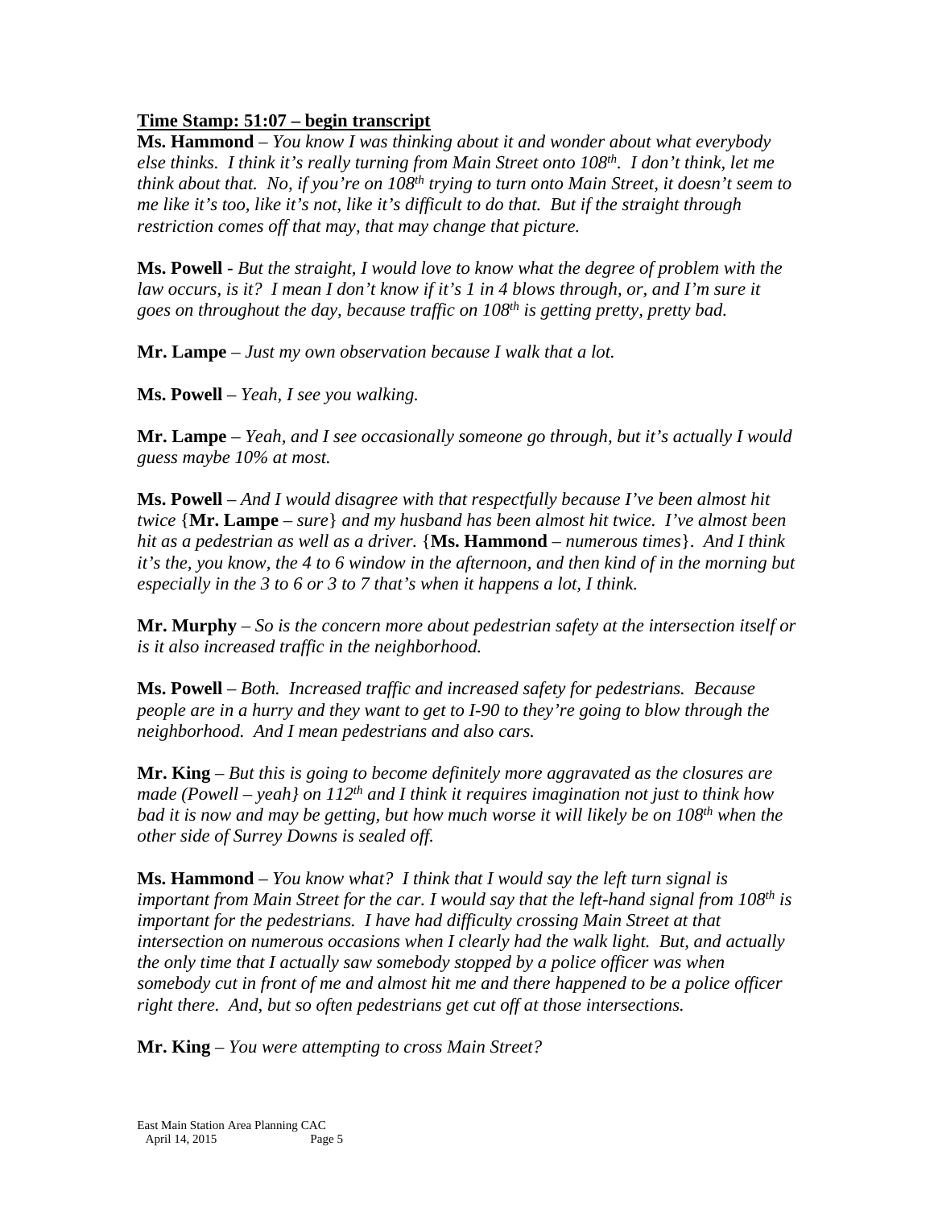**<u>Time Stamp: 51:07 – begin transcript</u>**

**Ms. Hammond** – *You know I was thinking about it and wonder about what everybody else thinks. I think it's really turning from Main Street onto 108th. I don't think, let me think about that. No, if you're on 108th trying to turn onto Main Street, it doesn't seem to me like it's too, like it's not, like it's difficult to do that. But if the straight through restriction comes off that may, that may change that picture.*

**Ms. Powell** - *But the straight, I would love to know what the degree of problem with the law occurs, is it? I mean I don't know if it's 1 in 4 blows through, or, and I'm sure it goes on throughout the day, because traffic on 108th is getting pretty, pretty bad.*

**Mr. Lampe** – *Just my own observation because I walk that a lot.*

**Ms. Powell** – *Yeah, I see you walking.*

**Mr. Lampe** – *Yeah, and I see occasionally someone go through, but it's actually I would guess maybe 10% at most.*

**Ms. Powell** – *And I would disagree with that respectfully because I've been almost hit twice* {**Mr. Lampe** – *sure*} *and my husband has been almost hit twice. I've almost been hit as a pedestrian as well as a driver.* {**Ms. Hammond** – *numerous times*}. *And I think it's the, you know, the 4 to 6 window in the afternoon, and then kind of in the morning but especially in the 3 to 6 or 3 to 7 that's when it happens a lot, I think.*

**Mr. Murphy** – *So is the concern more about pedestrian safety at the intersection itself or is it also increased traffic in the neighborhood.*

**Ms. Powell** – *Both. Increased traffic and increased safety for pedestrians. Because people are in a hurry and they want to get to I-90 to they're going to blow through the neighborhood. And I mean pedestrians and also cars.*

**Mr. King** – *But this is going to become definitely more aggravated as the closures are made (Powell – yeah} on 112th and I think it requires imagination not just to think how bad it is now and may be getting, but how much worse it will likely be on 108th when the other side of Surrey Downs is sealed off.*

**Ms. Hammond** – *You know what? I think that I would say the left turn signal is important from Main Street for the car. I would say that the left-hand signal from 108th is important for the pedestrians. I have had difficulty crossing Main Street at that intersection on numerous occasions when I clearly had the walk light. But, and actually the only time that I actually saw somebody stopped by a police officer was when somebody cut in front of me and almost hit me and there happened to be a police officer right there. And, but so often pedestrians get cut off at those intersections.*

**Mr. King** – *You were attempting to cross Main Street?*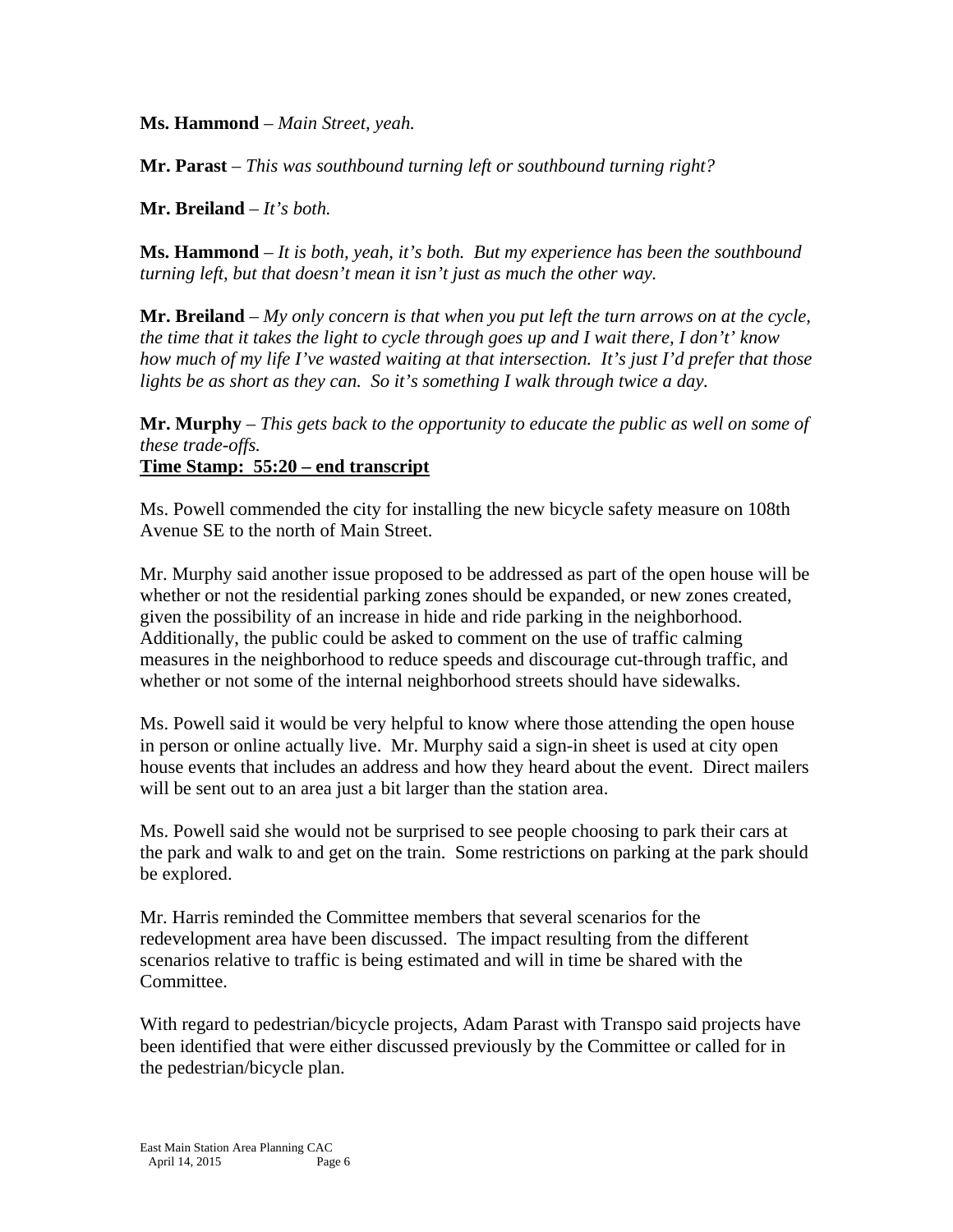**Ms. Hammond** – *Main Street, yeah.*

**Mr. Parast** – *This was southbound turning left or southbound turning right?*

**Mr. Breiland** – *It's both.*

**Ms. Hammond** – *It is both, yeah, it's both. But my experience has been the southbound turning left, but that doesn't mean it isn't just as much the other way.*

**Mr. Breiland** – *My only concern is that when you put left the turn arrows on at the cycle, the time that it takes the light to cycle through goes up and I wait there, I don't' know how much of my life I've wasted waiting at that intersection. It's just I'd prefer that those lights be as short as they can. So it's something I walk through twice a day.*

**Mr. Murphy** – *This gets back to the opportunity to educate the public as well on some of these trade-offs.*
**Time Stamp: 55:20 – end transcript**

Ms. Powell commended the city for installing the new bicycle safety measure on 108th Avenue SE to the north of Main Street.

Mr. Murphy said another issue proposed to be addressed as part of the open house will be whether or not the residential parking zones should be expanded, or new zones created, given the possibility of an increase in hide and ride parking in the neighborhood. Additionally, the public could be asked to comment on the use of traffic calming measures in the neighborhood to reduce speeds and discourage cut-through traffic, and whether or not some of the internal neighborhood streets should have sidewalks.

Ms. Powell said it would be very helpful to know where those attending the open house in person or online actually live. Mr. Murphy said a sign-in sheet is used at city open house events that includes an address and how they heard about the event. Direct mailers will be sent out to an area just a bit larger than the station area.

Ms. Powell said she would not be surprised to see people choosing to park their cars at the park and walk to and get on the train. Some restrictions on parking at the park should be explored.

Mr. Harris reminded the Committee members that several scenarios for the redevelopment area have been discussed. The impact resulting from the different scenarios relative to traffic is being estimated and will in time be shared with the Committee.

With regard to pedestrian/bicycle projects, Adam Parast with Transpo said projects have been identified that were either discussed previously by the Committee or called for in the pedestrian/bicycle plan.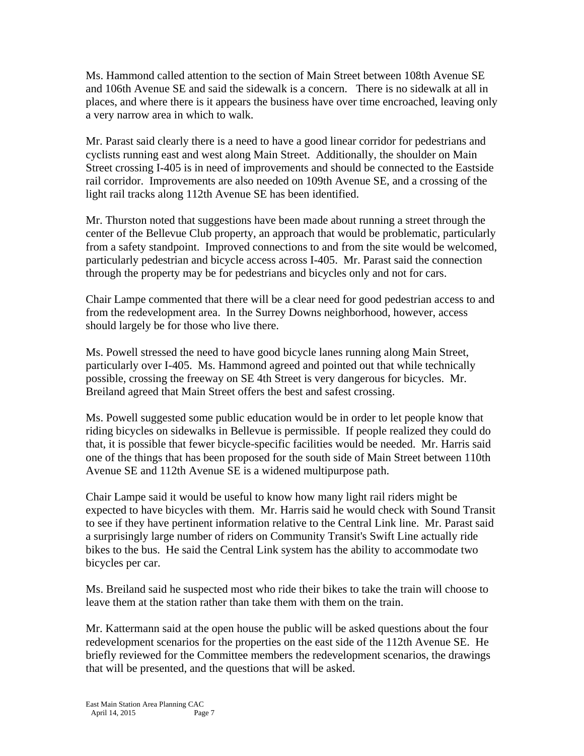Ms. Hammond called attention to the section of Main Street between 108th Avenue SE and 106th Avenue SE and said the sidewalk is a concern. There is no sidewalk at all in places, and where there is it appears the business have over time encroached, leaving only a very narrow area in which to walk.

Mr. Parast said clearly there is a need to have a good linear corridor for pedestrians and cyclists running east and west along Main Street. Additionally, the shoulder on Main Street crossing I-405 is in need of improvements and should be connected to the Eastside rail corridor. Improvements are also needed on 109th Avenue SE, and a crossing of the light rail tracks along 112th Avenue SE has been identified.

Mr. Thurston noted that suggestions have been made about running a street through the center of the Bellevue Club property, an approach that would be problematic, particularly from a safety standpoint. Improved connections to and from the site would be welcomed, particularly pedestrian and bicycle access across I-405. Mr. Parast said the connection through the property may be for pedestrians and bicycles only and not for cars.

Chair Lampe commented that there will be a clear need for good pedestrian access to and from the redevelopment area. In the Surrey Downs neighborhood, however, access should largely be for those who live there.

Ms. Powell stressed the need to have good bicycle lanes running along Main Street, particularly over I-405. Ms. Hammond agreed and pointed out that while technically possible, crossing the freeway on SE 4th Street is very dangerous for bicycles. Mr. Breiland agreed that Main Street offers the best and safest crossing.

Ms. Powell suggested some public education would be in order to let people know that riding bicycles on sidewalks in Bellevue is permissible. If people realized they could do that, it is possible that fewer bicycle-specific facilities would be needed. Mr. Harris said one of the things that has been proposed for the south side of Main Street between 110th Avenue SE and 112th Avenue SE is a widened multipurpose path.

Chair Lampe said it would be useful to know how many light rail riders might be expected to have bicycles with them. Mr. Harris said he would check with Sound Transit to see if they have pertinent information relative to the Central Link line. Mr. Parast said a surprisingly large number of riders on Community Transit's Swift Line actually ride bikes to the bus. He said the Central Link system has the ability to accommodate two bicycles per car.

Ms. Breiland said he suspected most who ride their bikes to take the train will choose to leave them at the station rather than take them with them on the train.

Mr. Kattermann said at the open house the public will be asked questions about the four redevelopment scenarios for the properties on the east side of the 112th Avenue SE. He briefly reviewed for the Committee members the redevelopment scenarios, the drawings that will be presented, and the questions that will be asked.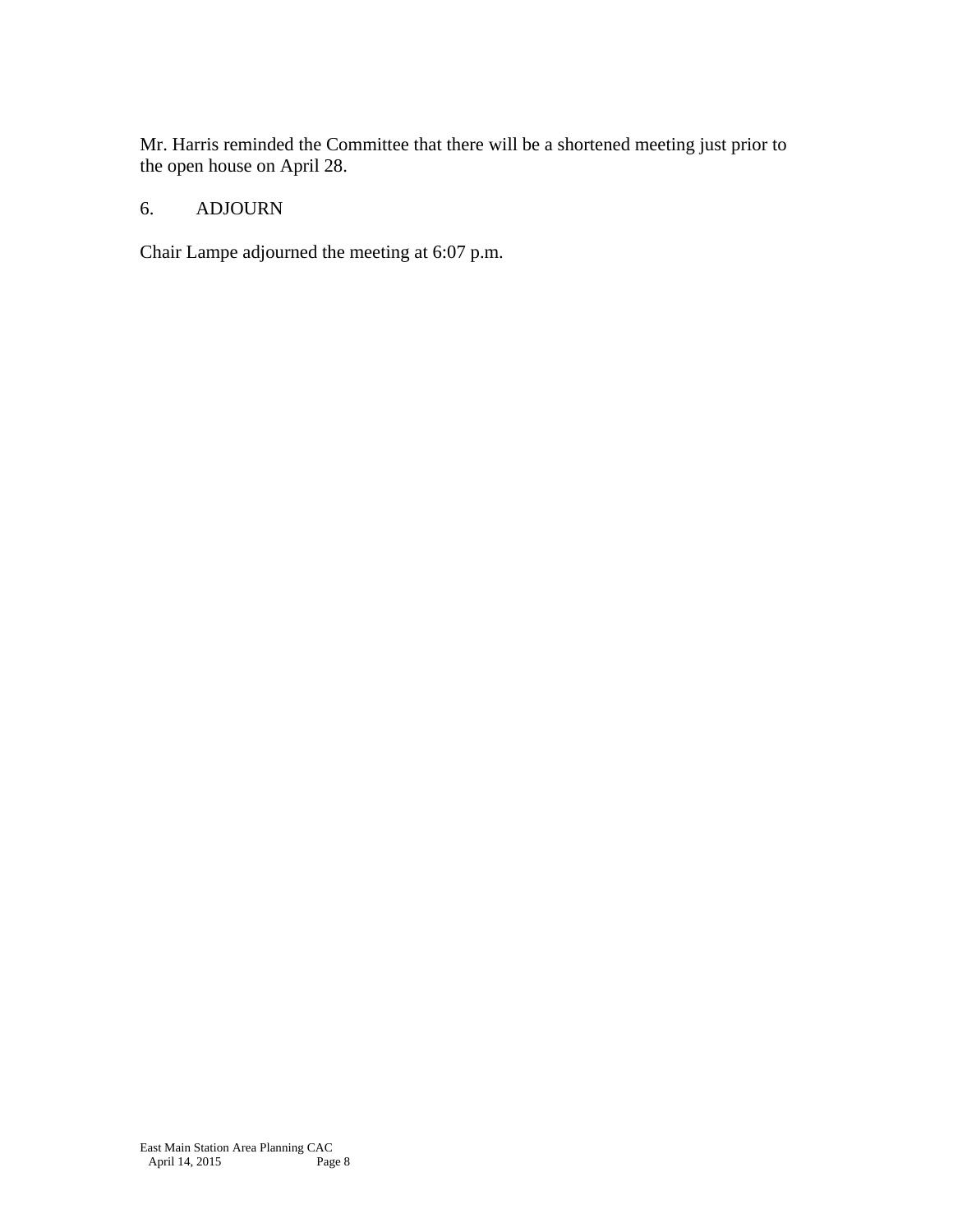Mr. Harris reminded the Committee that there will be a shortened meeting just prior to the open house on April 28.

6. ADJOURN

Chair Lampe adjourned the meeting at 6:07 p.m.